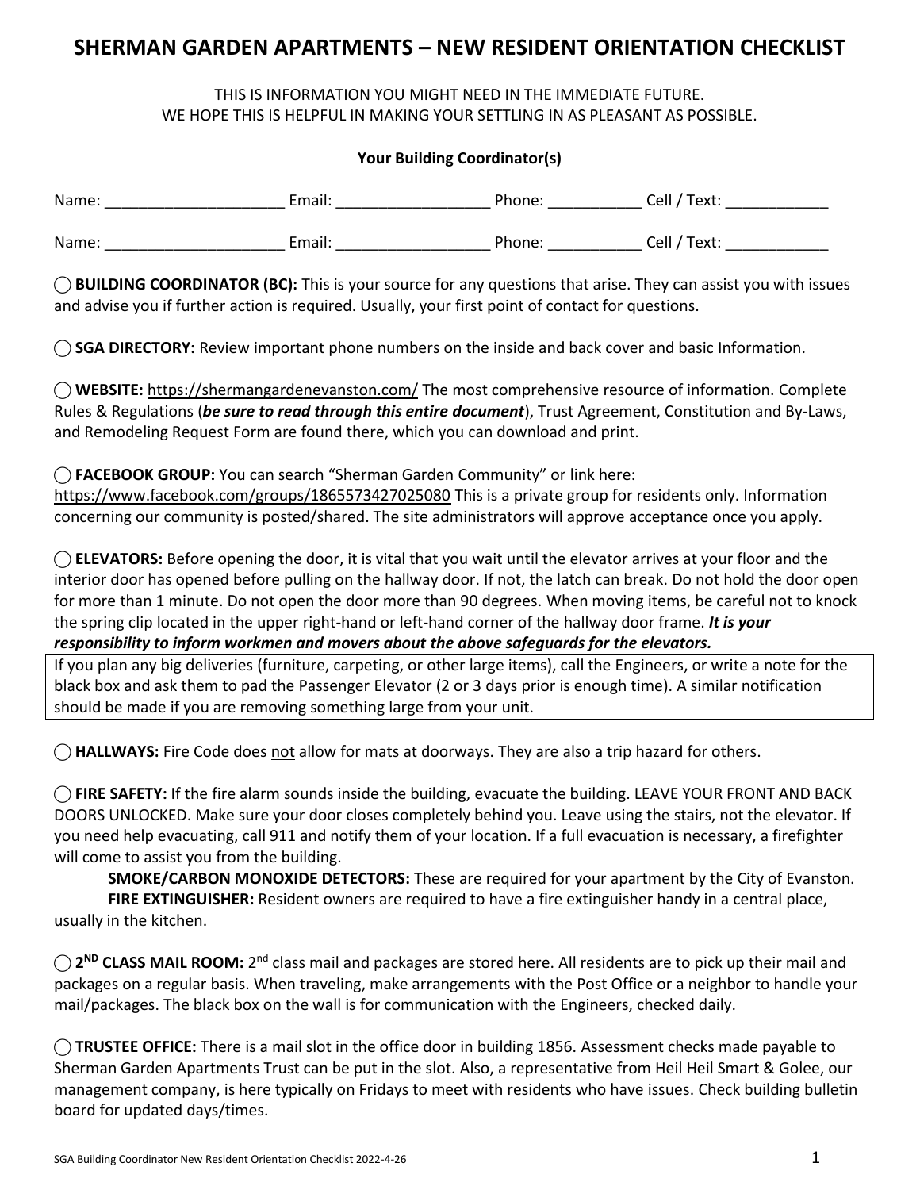# SHERMAN GARDEN APARTMENTS – NEW RESIDENT ORIENTATION CHECKLIST

THIS IS INFORMATION YOU MIGHT NEED IN THE IMMEDIATE FUTURE.
WE HOPE THIS IS HELPFUL IN MAKING YOUR SETTLING IN AS PLEASANT AS POSSIBLE.

**Your Building Coordinator(s)**

Name: _____________________ Email: __________________ Phone: ___________ Cell / Text: ____________

Name: _____________________ Email: __________________ Phone: ___________ Cell / Text: ____________

◯ **BUILDING COORDINATOR (BC):** This is your source for any questions that arise. They can assist you with issues and advise you if further action is required. Usually, your first point of contact for questions.

◯ **SGA DIRECTORY:** Review important phone numbers on the inside and back cover and basic Information.

◯ **WEBSITE:** https://shermangardenevanston.com/ The most comprehensive resource of information. Complete Rules & Regulations (***be sure to read through this entire document***), Trust Agreement, Constitution and By-Laws, and Remodeling Request Form are found there, which you can download and print.

◯ **FACEBOOK GROUP:** You can search "Sherman Garden Community" or link here: https://www.facebook.com/groups/1865573427025080 This is a private group for residents only. Information concerning our community is posted/shared. The site administrators will approve acceptance once you apply.

◯ **ELEVATORS:** Before opening the door, it is vital that you wait until the elevator arrives at your floor and the interior door has opened before pulling on the hallway door. If not, the latch can break. Do not hold the door open for more than 1 minute. Do not open the door more than 90 degrees. When moving items, be careful not to knock the spring clip located in the upper right-hand or left-hand corner of the hallway door frame. ***It is your responsibility to inform workmen and movers about the above safeguards for the elevators.***

> If you plan any big deliveries (furniture, carpeting, or other large items), call the Engineers, or write a note for the black box and ask them to pad the Passenger Elevator (2 or 3 days prior is enough time). A similar notification should be made if you are removing something large from your unit.

◯ **HALLWAYS:** Fire Code does <u>not</u> allow for mats at doorways. They are also a trip hazard for others.

◯ **FIRE SAFETY:** If the fire alarm sounds inside the building, evacuate the building. LEAVE YOUR FRONT AND BACK DOORS UNLOCKED. Make sure your door closes completely behind you. Leave using the stairs, not the elevator. If you need help evacuating, call 911 and notify them of your location. If a full evacuation is necessary, a firefighter will come to assist you from the building.

**SMOKE/CARBON MONOXIDE DETECTORS:** These are required for your apartment by the City of Evanston.

**FIRE EXTINGUISHER:** Resident owners are required to have a fire extinguisher handy in a central place, usually in the kitchen.

◯ **2ND CLASS MAIL ROOM:** 2nd class mail and packages are stored here. All residents are to pick up their mail and packages on a regular basis. When traveling, make arrangements with the Post Office or a neighbor to handle your mail/packages. The black box on the wall is for communication with the Engineers, checked daily.

◯ **TRUSTEE OFFICE:** There is a mail slot in the office door in building 1856. Assessment checks made payable to Sherman Garden Apartments Trust can be put in the slot. Also, a representative from Heil Heil Smart & Golee, our management company, is here typically on Fridays to meet with residents who have issues. Check building bulletin board for updated days/times.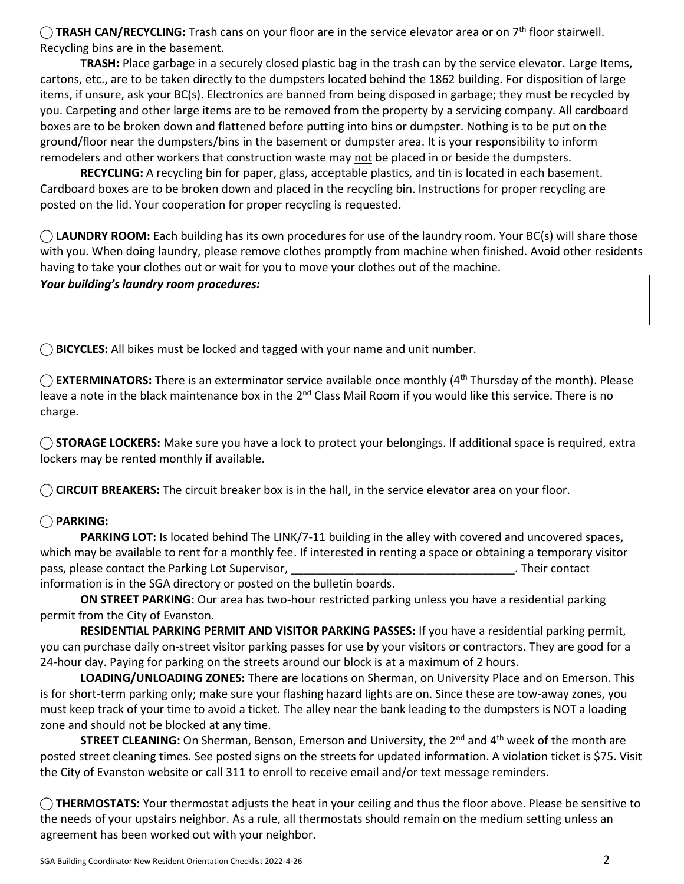◯ **TRASH CAN/RECYCLING:** Trash cans on your floor are in the service elevator area or on 7th floor stairwell. Recycling bins are in the basement.

**TRASH:** Place garbage in a securely closed plastic bag in the trash can by the service elevator. Large Items, cartons, etc., are to be taken directly to the dumpsters located behind the 1862 building. For disposition of large items, if unsure, ask your BC(s). Electronics are banned from being disposed in garbage; they must be recycled by you. Carpeting and other large items are to be removed from the property by a servicing company. All cardboard boxes are to be broken down and flattened before putting into bins or dumpster. Nothing is to be put on the ground/floor near the dumpsters/bins in the basement or dumpster area. It is your responsibility to inform remodelers and other workers that construction waste may <u>not</u> be placed in or beside the dumpsters.

**RECYCLING:** A recycling bin for paper, glass, acceptable plastics, and tin is located in each basement. Cardboard boxes are to be broken down and placed in the recycling bin. Instructions for proper recycling are posted on the lid. Your cooperation for proper recycling is requested.

◯ **LAUNDRY ROOM:** Each building has its own procedures for use of the laundry room. Your BC(s) will share those with you. When doing laundry, please remove clothes promptly from machine when finished. Avoid other residents having to take your clothes out or wait for you to move your clothes out of the machine.

| ***Your building's laundry room procedures:*** |
|---|
| |

◯ **BICYCLES:** All bikes must be locked and tagged with your name and unit number.

◯ **EXTERMINATORS:** There is an exterminator service available once monthly (4th Thursday of the month). Please leave a note in the black maintenance box in the 2nd Class Mail Room if you would like this service. There is no charge.

◯ **STORAGE LOCKERS:** Make sure you have a lock to protect your belongings. If additional space is required, extra lockers may be rented monthly if available.

◯ **CIRCUIT BREAKERS:** The circuit breaker box is in the hall, in the service elevator area on your floor.

◯ **PARKING:**

**PARKING LOT:** Is located behind The LINK/7-11 building in the alley with covered and uncovered spaces, which may be available to rent for a monthly fee. If interested in renting a space or obtaining a temporary visitor pass, please contact the Parking Lot Supervisor, ___________________________________. Their contact information is in the SGA directory or posted on the bulletin boards.

**ON STREET PARKING:** Our area has two-hour restricted parking unless you have a residential parking permit from the City of Evanston.

**RESIDENTIAL PARKING PERMIT AND VISITOR PARKING PASSES:** If you have a residential parking permit, you can purchase daily on-street visitor parking passes for use by your visitors or contractors. They are good for a 24-hour day. Paying for parking on the streets around our block is at a maximum of 2 hours.

**LOADING/UNLOADING ZONES:** There are locations on Sherman, on University Place and on Emerson. This is for short-term parking only; make sure your flashing hazard lights are on. Since these are tow-away zones, you must keep track of your time to avoid a ticket. The alley near the bank leading to the dumpsters is NOT a loading zone and should not be blocked at any time.

**STREET CLEANING:** On Sherman, Benson, Emerson and University, the 2nd and 4th week of the month are posted street cleaning times. See posted signs on the streets for updated information. A violation ticket is $75. Visit the City of Evanston website or call 311 to enroll to receive email and/or text message reminders.

◯ **THERMOSTATS:** Your thermostat adjusts the heat in your ceiling and thus the floor above. Please be sensitive to the needs of your upstairs neighbor. As a rule, all thermostats should remain on the medium setting unless an agreement has been worked out with your neighbor.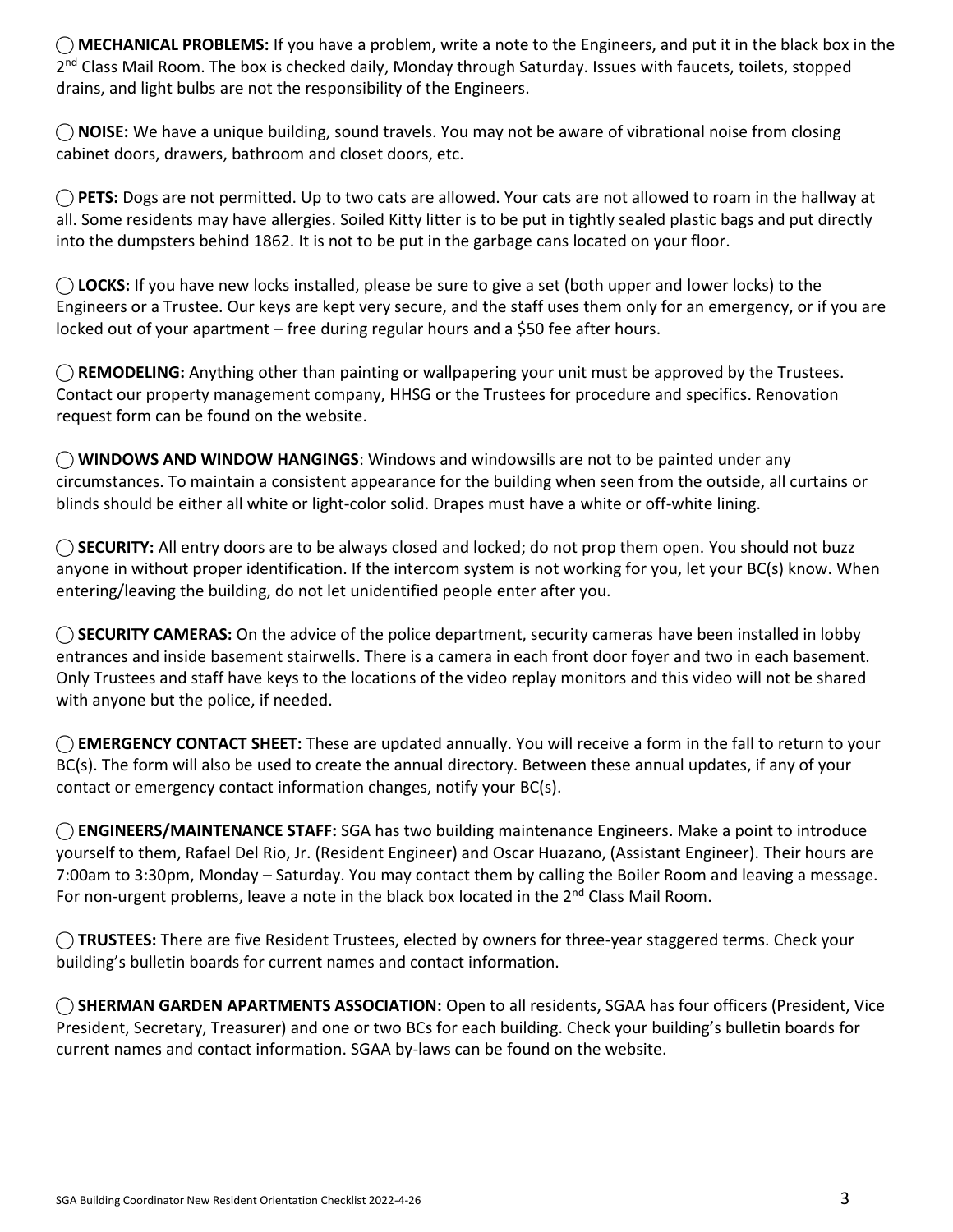◯ **MECHANICAL PROBLEMS:** If you have a problem, write a note to the Engineers, and put it in the black box in the 2nd Class Mail Room. The box is checked daily, Monday through Saturday. Issues with faucets, toilets, stopped drains, and light bulbs are not the responsibility of the Engineers.

◯ **NOISE:** We have a unique building, sound travels. You may not be aware of vibrational noise from closing cabinet doors, drawers, bathroom and closet doors, etc.

◯ **PETS:** Dogs are not permitted. Up to two cats are allowed. Your cats are not allowed to roam in the hallway at all. Some residents may have allergies. Soiled Kitty litter is to be put in tightly sealed plastic bags and put directly into the dumpsters behind 1862. It is not to be put in the garbage cans located on your floor.

◯ **LOCKS:** If you have new locks installed, please be sure to give a set (both upper and lower locks) to the Engineers or a Trustee. Our keys are kept very secure, and the staff uses them only for an emergency, or if you are locked out of your apartment – free during regular hours and a $50 fee after hours.

◯ **REMODELING:** Anything other than painting or wallpapering your unit must be approved by the Trustees. Contact our property management company, HHSG or the Trustees for procedure and specifics. Renovation request form can be found on the website.

◯ **WINDOWS AND WINDOW HANGINGS**: Windows and windowsills are not to be painted under any circumstances. To maintain a consistent appearance for the building when seen from the outside, all curtains or blinds should be either all white or light-color solid. Drapes must have a white or off-white lining.

◯ **SECURITY:** All entry doors are to be always closed and locked; do not prop them open. You should not buzz anyone in without proper identification. If the intercom system is not working for you, let your BC(s) know. When entering/leaving the building, do not let unidentified people enter after you.

◯ **SECURITY CAMERAS:** On the advice of the police department, security cameras have been installed in lobby entrances and inside basement stairwells. There is a camera in each front door foyer and two in each basement. Only Trustees and staff have keys to the locations of the video replay monitors and this video will not be shared with anyone but the police, if needed.

◯ **EMERGENCY CONTACT SHEET:** These are updated annually. You will receive a form in the fall to return to your BC(s). The form will also be used to create the annual directory. Between these annual updates, if any of your contact or emergency contact information changes, notify your BC(s).

◯ **ENGINEERS/MAINTENANCE STAFF:** SGA has two building maintenance Engineers. Make a point to introduce yourself to them, Rafael Del Rio, Jr. (Resident Engineer) and Oscar Huazano, (Assistant Engineer). Their hours are 7:00am to 3:30pm, Monday – Saturday. You may contact them by calling the Boiler Room and leaving a message. For non-urgent problems, leave a note in the black box located in the 2nd Class Mail Room.

◯ **TRUSTEES:** There are five Resident Trustees, elected by owners for three-year staggered terms. Check your building's bulletin boards for current names and contact information.

◯ **SHERMAN GARDEN APARTMENTS ASSOCIATION:** Open to all residents, SGAA has four officers (President, Vice President, Secretary, Treasurer) and one or two BCs for each building. Check your building's bulletin boards for current names and contact information. SGAA by-laws can be found on the website.